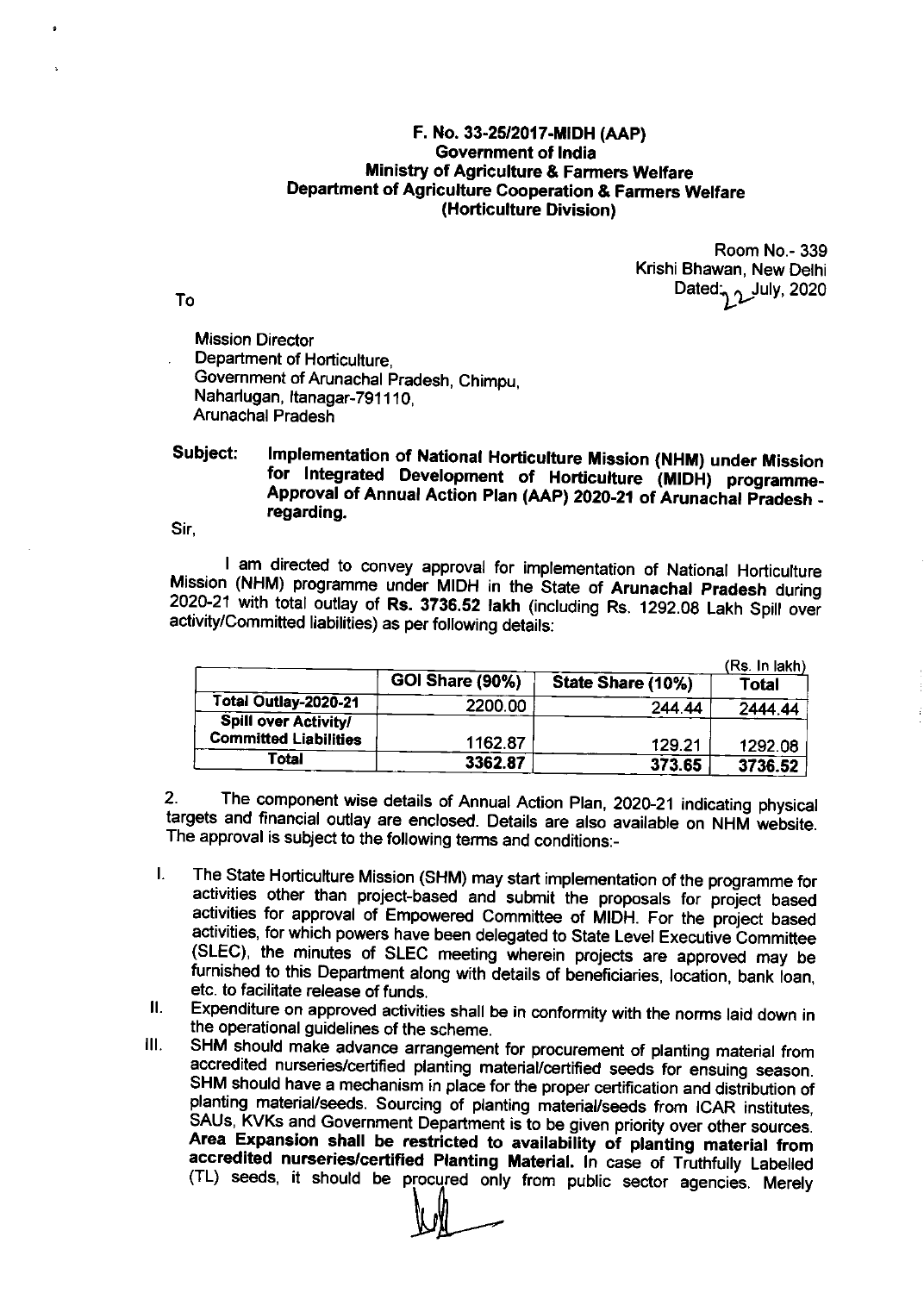**F. No. 33-25/2017-MIDH (AAP)**
**Government of India**
**Ministry of Agriculture & Farmers Welfare**
**Department of Agriculture Cooperation & Farmers Welfare**
**(Horticulture Division)**

Room No.- 339
Krishi Bhawan, New Delhi
Dated: 22 July, 2020

To

Mission Director
Department of Horticulture,
Government of Arunachal Pradesh, Chimpu,
Naharlugan, Itanagar-791110,
Arunachal Pradesh

**Subject: Implementation of National Horticulture Mission (NHM) under Mission for Integrated Development of Horticulture (MIDH) programme- Approval of Annual Action Plan (AAP) 2020-21 of Arunachal Pradesh - regarding.**

Sir,

I am directed to convey approval for implementation of National Horticulture Mission (NHM) programme under MIDH in the State of **Arunachal Pradesh** during 2020-21 with total outlay of **Rs. 3736.52 lakh** (including Rs. 1292.08 Lakh Spill over activity/Committed liabilities) as per following details:

(Rs. In lakh)

| | GOI Share (90%) | State Share (10%) | Total |
|---|---|---|---|
| **Total Outlay-2020-21** | 2200.00 | 244.44 | 2444.44 |
| **Spill over Activity/ Committed Liabilities** | 1162.87 | 129.21 | 1292.08 |
| **Total** | **3362.87** | **373.65** | **3736.52** |

2. The component wise details of Annual Action Plan, 2020-21 indicating physical targets and financial outlay are enclosed. Details are also available on NHM website. The approval is subject to the following terms and conditions:-

I. The State Horticulture Mission (SHM) may start implementation of the programme for activities other than project-based and submit the proposals for project based activities for approval of Empowered Committee of MIDH. For the project based activities, for which powers have been delegated to State Level Executive Committee (SLEC), the minutes of SLEC meeting wherein projects are approved may be furnished to this Department along with details of beneficiaries, location, bank loan, etc. to facilitate release of funds.

II. Expenditure on approved activities shall be in conformity with the norms laid down in the operational guidelines of the scheme.

III. SHM should make advance arrangement for procurement of planting material from accredited nurseries/certified planting material/certified seeds for ensuing season. SHM should have a mechanism in place for the proper certification and distribution of planting material/seeds. Sourcing of planting material/seeds from ICAR institutes, SAUs, KVKs and Government Department is to be given priority over other sources. **Area Expansion shall be restricted to availability of planting material from accredited nurseries/certified Planting Material.** In case of Truthfully Labelled (TL) seeds, it should be procured only from public sector agencies. Merely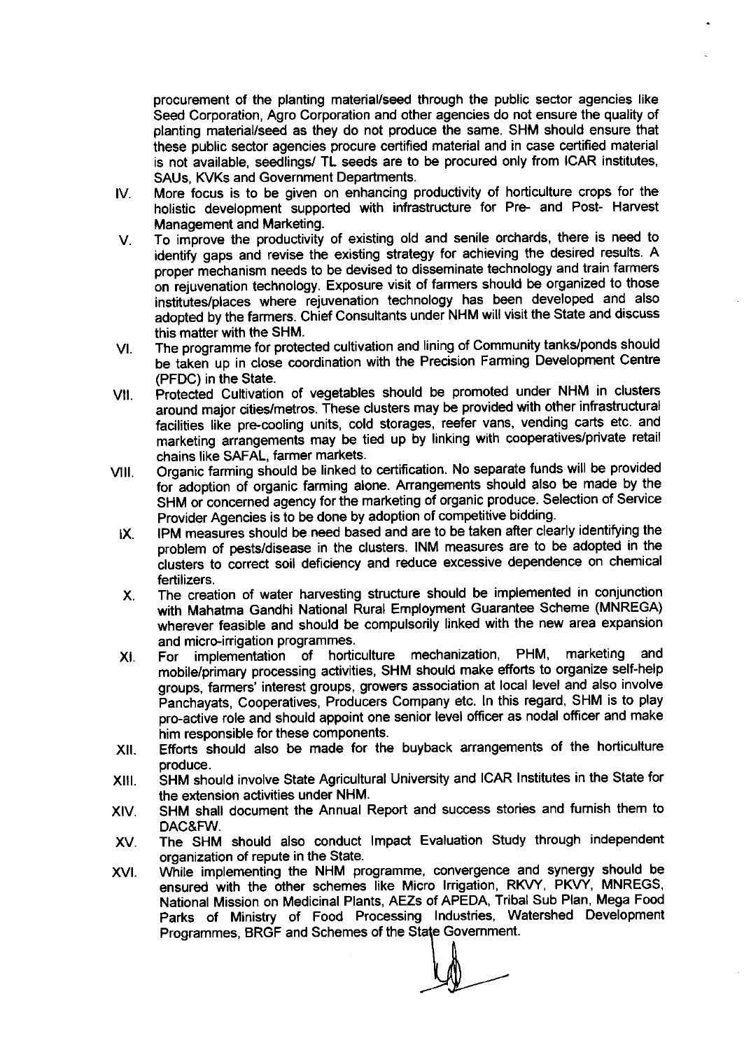procurement of the planting material/seed through the public sector agencies like Seed Corporation, Agro Corporation and other agencies do not ensure the quality of planting material/seed as they do not produce the same. SHM should ensure that these public sector agencies procure certified material and in case certified material is not available, seedlings/ TL seeds are to be procured only from ICAR institutes, SAUs, KVKs and Government Departments.

IV. More focus is to be given on enhancing productivity of horticulture crops for the holistic development supported with infrastructure for Pre- and Post- Harvest Management and Marketing.

V. To improve the productivity of existing old and senile orchards, there is need to identify gaps and revise the existing strategy for achieving the desired results. A proper mechanism needs to be devised to disseminate technology and train farmers on rejuvenation technology. Exposure visit of farmers should be organized to those institutes/places where rejuvenation technology has been developed and also adopted by the farmers. Chief Consultants under NHM will visit the State and discuss this matter with the SHM.

VI. The programme for protected cultivation and lining of Community tanks/ponds should be taken up in close coordination with the Precision Farming Development Centre (PFDC) in the State.

VII. Protected Cultivation of vegetables should be promoted under NHM in clusters around major cities/metros. These clusters may be provided with other infrastructural facilities like pre-cooling units, cold storages, reefer vans, vending carts etc. and marketing arrangements may be tied up by linking with cooperatives/private retail chains like SAFAL, farmer markets.

VIII. Organic farming should be linked to certification. No separate funds will be provided for adoption of organic farming alone. Arrangements should also be made by the SHM or concerned agency for the marketing of organic produce. Selection of Service Provider Agencies is to be done by adoption of competitive bidding.

IX. IPM measures should be need based and are to be taken after clearly identifying the problem of pests/disease in the clusters. INM measures are to be adopted in the clusters to correct soil deficiency and reduce excessive dependence on chemical fertilizers.

X. The creation of water harvesting structure should be implemented in conjunction with Mahatma Gandhi National Rural Employment Guarantee Scheme (MNREGA) wherever feasible and should be compulsorily linked with the new area expansion and micro-irrigation programmes.

XI. For implementation of horticulture mechanization, PHM, marketing and mobile/primary processing activities, SHM should make efforts to organize self-help groups, farmers' interest groups, growers association at local level and also involve Panchayats, Cooperatives, Producers Company etc. In this regard, SHM is to play pro-active role and should appoint one senior level officer as nodal officer and make him responsible for these components.

XII. Efforts should also be made for the buyback arrangements of the horticulture produce.

XIII. SHM should involve State Agricultural University and ICAR Institutes in the State for the extension activities under NHM.

XIV. SHM shall document the Annual Report and success stories and furnish them to DAC&FW.

XV. The SHM should also conduct Impact Evaluation Study through independent organization of repute in the State.

XVI. While implementing the NHM programme, convergence and synergy should be ensured with the other schemes like Micro Irrigation, RKVY, PKVY, MNREGS, National Mission on Medicinal Plants, AEZs of APEDA, Tribal Sub Plan, Mega Food Parks of Ministry of Food Processing Industries, Watershed Development Programmes, BRGF and Schemes of the State Government.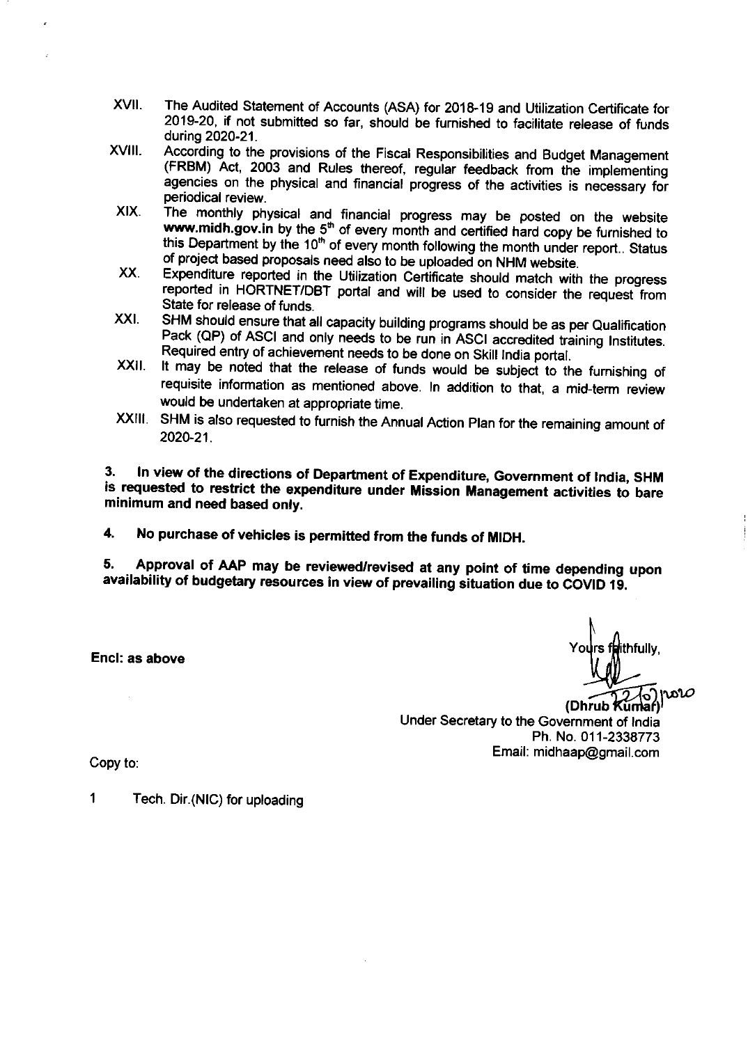XVII. The Audited Statement of Accounts (ASA) for 2018-19 and Utilization Certificate for 2019-20, if not submitted so far, should be furnished to facilitate release of funds during 2020-21.

XVIII. According to the provisions of the Fiscal Responsibilities and Budget Management (FRBM) Act, 2003 and Rules thereof, regular feedback from the implementing agencies on the physical and financial progress of the activities is necessary for periodical review.

XIX. The monthly physical and financial progress may be posted on the website **www.midh.gov.in** by the 5th of every month and certified hard copy be furnished to this Department by the 10th of every month following the month under report.. Status of project based proposals need also to be uploaded on NHM website.

XX. Expenditure reported in the Utilization Certificate should match with the progress reported in HORTNET/DBT portal and will be used to consider the request from State for release of funds.

XXI. SHM should ensure that all capacity building programs should be as per Qualification Pack (QP) of ASCI and only needs to be run in ASCI accredited training Institutes. Required entry of achievement needs to be done on Skill India portal.

XXII. It may be noted that the release of funds would be subject to the furnishing of requisite information as mentioned above. In addition to that, a mid-term review would be undertaken at appropriate time.

XXIII. SHM is also requested to furnish the Annual Action Plan for the remaining amount of 2020-21.

**3. In view of the directions of Department of Expenditure, Government of India, SHM is requested to restrict the expenditure under Mission Management activities to bare minimum and need based only.**

**4. No purchase of vehicles is permitted from the funds of MIDH.**

**5. Approval of AAP may be reviewed/revised at any point of time depending upon availability of budgetary resources in view of prevailing situation due to COVID 19.**

**Encl: as above**

Yours faithfully,

22/6/2020

**(Dhrub Kumar)**
Under Secretary to the Government of India
Ph. No. 011-2338773
Email: midhaap@gmail.com

Copy to:

1 Tech. Dir.(NIC) for uploading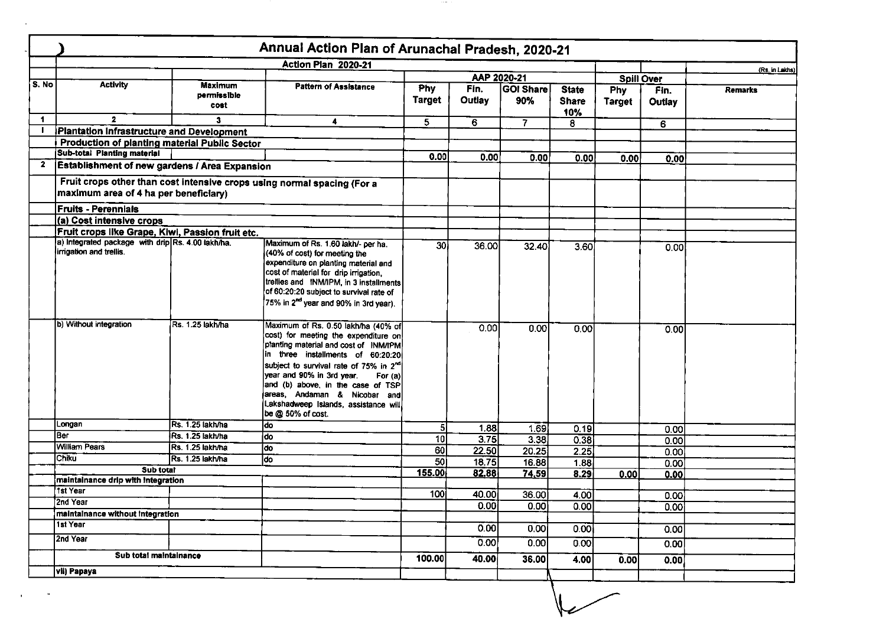# Annual Action Plan of Arunachal Pradesh, 2020-21

(Rs. in Lakhs)

| S. No | Activity | Maximum permissible cost | Pattern of Assistance | AAP 2020-21 Phy Target | AAP 2020-21 Fin. Outlay | AAP 2020-21 GOI Share 90% | AAP 2020-21 State Share 10% | Spill Over Phy Target | Spill Over Fin. Outlay | Remarks |
|---|---|---|---|---|---|---|---|---|---|---|
| | Action Plan 2020-21 | | | | | | | | | |
| 1 | 2 | 3 | 4 | 5 | 6 | 7 | 8 | | 6 | |
| I | **Plantation Infrastructure and Development** | | | | | | | | | |
| | **Production of planting material Public Sector** | | | | | | | | | |
| | **Sub-total Planting material** | | | 0.00 | 0.00 | 0.00 | 0.00 | 0.00 | 0.00 | |
| 2 | **Establishment of new gardens / Area Expansion** | | | | | | | | | |
| | **Fruit crops other than cost intensive crops using normal spacing (For a maximum area of 4 ha per beneficiary)** | | | | | | | | | |
| | **Fruits - Perennials** | | | | | | | | | |
| | **(a) Cost intensive crops** | | | | | | | | | |
| | **Fruit crops like Grape, Kiwi, Passion fruit etc.** | | | | | | | | | |
| | a) Integrated package with drip irrigation and trellis. | Rs. 4.00 lakh/ha. | Maximum of Rs. 1.60 lakh/- per ha. (40% of cost) for meeting the expenditure on planting material and cost of material for drip irrigation, trellies and INM/IPM, in 3 installments of 60:20:20 subject to survival rate of 75% in 2nd year and 90% in 3rd year). | 30 | 36.00 | 32.40 | 3.60 | | 0.00 | |
| | b) Without integration | Rs. 1.25 lakh/ha | Maximum of Rs. 0.50 lakh/ha (40% of cost) for meeting the expenditure on planting material and cost of INM/IPM in three installments of 60:20:20 subject to survival rate of 75% in 2nd year and 90% in 3rd year. For (a) and (b) above, in the case of TSP areas, Andaman & Nicobar and Lakshadweep Islands, assistance will be @ 50% of cost. | | 0.00 | 0.00 | 0.00 | | 0.00 | |
| | Longan | Rs. 1.25 lakh/ha | do | 5 | 1.88 | 1.69 | 0.19 | | 0.00 | |
| | Ber | Rs. 1.25 lakh/ha | do | 10 | 3.75 | 3.38 | 0.38 | | 0.00 | |
| | William Pears | Rs. 1.25 lakh/ha | do | 60 | 22.50 | 20.25 | 2.25 | | 0.00 | |
| | Chiku | Rs. 1.25 lakh/ha | do | 50 | 18.75 | 16.88 | 1.88 | | 0.00 | |
| | **Sub total** | | | **155.00** | **82.88** | **74.59** | **8.29** | **0.00** | **0.00** | |
| | **maintainance drip with integration** | | | | | | | | | |
| | 1st Year | | | 100 | 40.00 | 36.00 | 4.00 | | 0.00 | |
| | 2nd Year | | | | 0.00 | 0.00 | 0.00 | | 0.00 | |
| | **maintainance without integration** | | | | | | | | | |
| | 1st Year | | | | 0.00 | 0.00 | 0.00 | | 0.00 | |
| | 2nd Year | | | | 0.00 | 0.00 | 0.00 | | 0.00 | |
| | **Sub total maintainance** | | | **100.00** | **40.00** | **36.00** | **4.00** | **0.00** | **0.00** | |
| | **vii) Papaya** | | | | | | | | | |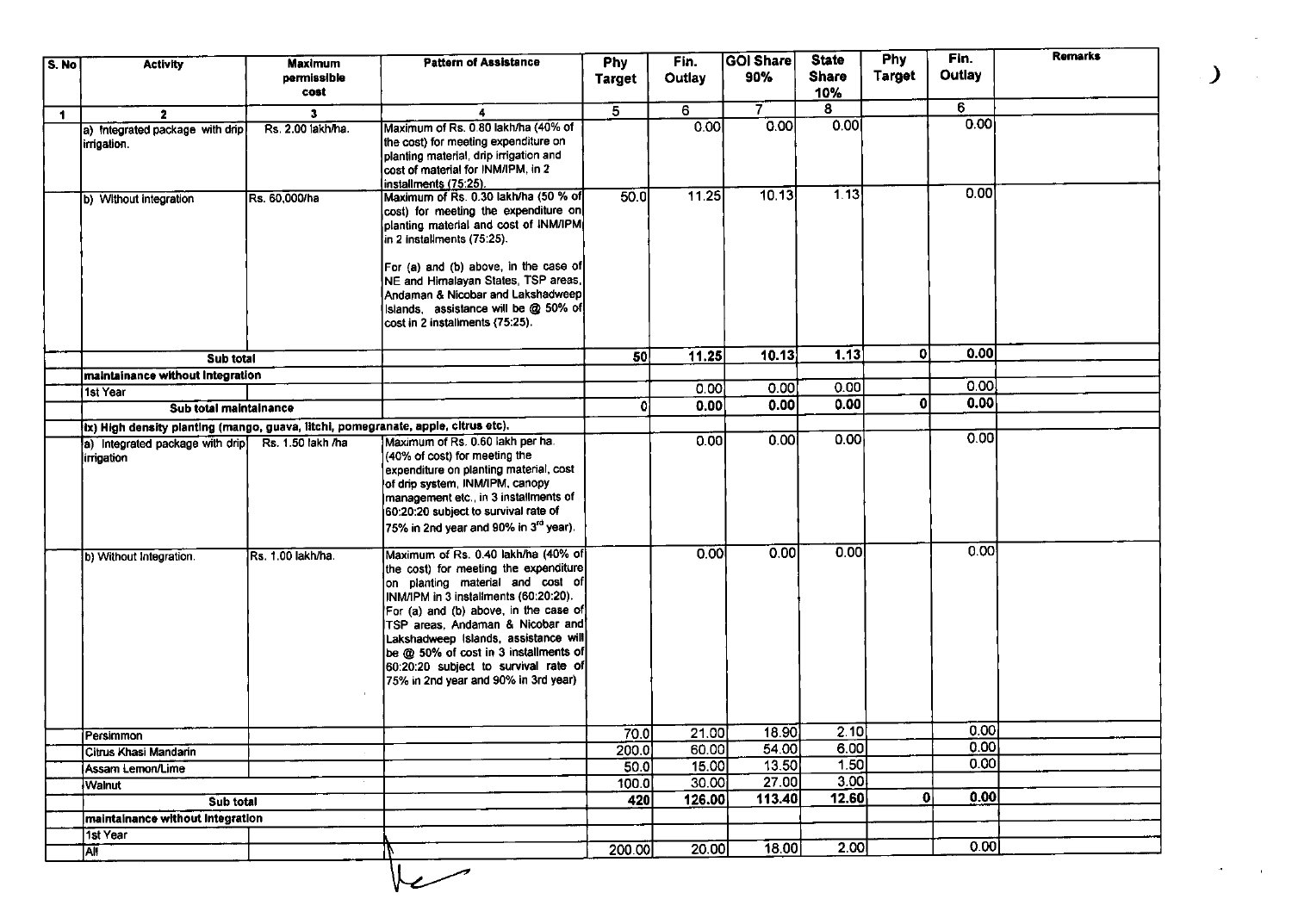| S. No | Activity | Maximum permissible cost | Pattern of Assistance | Phy Target | Fin. Outlay | GOI Share 90% | State Share 10% | Phy Target | Fin. Outlay | Remarks |
|---|---|---|---|---|---|---|---|---|---|---|
| 1 | 2 | 3 | 4 | 5 | 6 | 7 | 8 | | 6 | |
| | a) Integrated package with drip irrigation. | Rs. 2.00 lakh/ha. | Maximum of Rs. 0.80 lakh/ha (40% of the cost) for meeting expenditure on planting material, drip irrigation and cost of material for INM/IPM, in 2 installments (75:25). | | 0.00 | 0.00 | 0.00 | | 0.00 | |
| | b) Without integration | Rs. 60,000/ha | Maximum of Rs. 0.30 lakh/ha (50 % of cost) for meeting the expenditure on planting material and cost of INM/IPM in 2 installments (75:25).<br><br>For (a) and (b) above, in the case of NE and Himalayan States, TSP areas, Andaman & Nicobar and Lakshadweep Islands, assistance will be @ 50% of cost in 2 installments (75:25). | 50.0 | 11.25 | 10.13 | 1.13 | | 0.00 | |
| | Sub total | | | 50 | 11.25 | 10.13 | 1.13 | 0 | 0.00 | |
| | maintainance without integration | | | | | | | | | |
| | 1st Year | | | | 0.00 | 0.00 | 0.00 | | 0.00 | |
| | Sub total maintainance | | | 0 | 0.00 | 0.00 | 0.00 | 0 | 0.00 | |
| | ix) High density planting (mango, guava, litchi, pomegranate, apple, citrus etc). | | | | | | | | | |
| | a) Integrated package with drip irrigation | Rs. 1.50 lakh /ha | Maximum of Rs. 0.60 lakh per ha. (40% of cost) for meeting the expenditure on planting material, cost of drip system, INM/IPM, canopy management etc., in 3 installments of 60:20:20 subject to survival rate of 75% in 2nd year and 90% in 3rd year). | | 0.00 | 0.00 | 0.00 | | 0.00 | |
| | b) Without Integration. | Rs. 1.00 lakh/ha. | Maximum of Rs. 0.40 lakh/ha (40% of the cost) for meeting the expenditure on planting material and cost of INM/IPM in 3 installments (60:20:20). For (a) and (b) above, in the case of TSP areas, Andaman & Nicobar and Lakshadweep Islands, assistance will be @ 50% of cost in 3 installments of 60:20:20 subject to survival rate of 75% in 2nd year and 90% in 3rd year) | | 0.00 | 0.00 | 0.00 | | 0.00 | |
| | Persimmon | | | 70.0 | 21.00 | 18.90 | 2.10 | | 0.00 | |
| | Citrus Khasi Mandarin | | | 200.0 | 60.00 | 54.00 | 6.00 | | 0.00 | |
| | Assam Lemon/Lime | | | 50.0 | 15.00 | 13.50 | 1.50 | | 0.00 | |
| | Walnut | | | 100.0 | 30.00 | 27.00 | 3.00 | | | |
| | Sub total | | | 420 | 126.00 | 113.40 | 12.60 | 0 | 0.00 | |
| | maintainance without integration | | | | | | | | | |
| | 1st Year | | | | | | | | | |
| | All | | | 200.00 | 20.00 | 18.00 | 2.00 | | 0.00 | |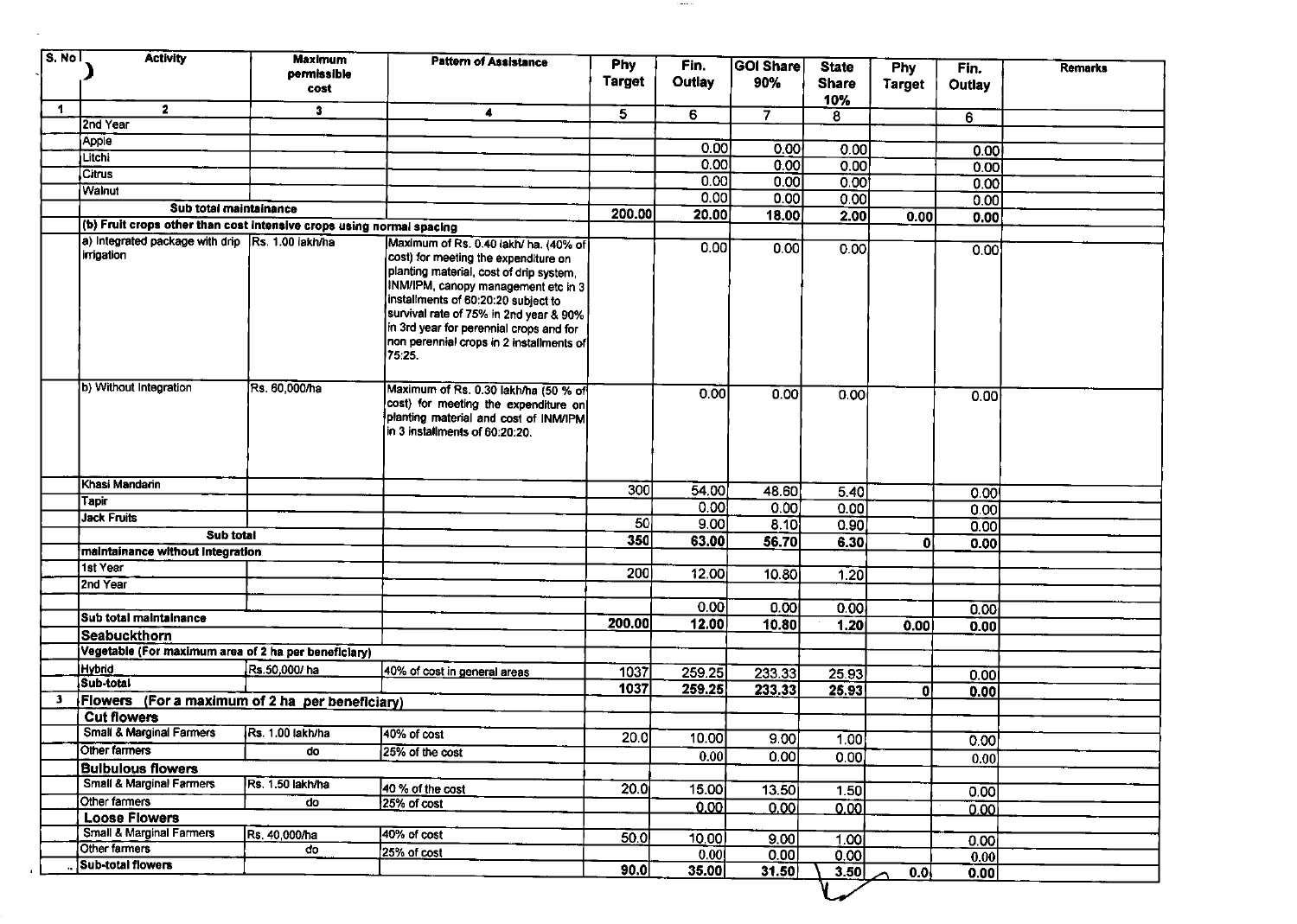| S. No | Activity | Maximum permissible cost | Pattern of Assistance | Phy Target | Fin. Outlay | GOI Share 90% | State Share 10% | Phy Target | Fin. Outlay | Remarks |
|---|---|---|---|---|---|---|---|---|---|---|
| 1 | 2 | 3 | 4 | 5 | 6 | 7 | 8 | | 6 | |
| | 2nd Year | | | | | | | | | |
| | Apple | | | | 0.00 | 0.00 | 0.00 | | 0.00 | |
| | Litchi | | | | 0.00 | 0.00 | 0.00 | | 0.00 | |
| | Citrus | | | | 0.00 | 0.00 | 0.00 | | 0.00 | |
| | Walnut | | | | 0.00 | 0.00 | 0.00 | | 0.00 | |
| | Sub total maintainance | | | 200.00 | 20.00 | 18.00 | 2.00 | 0.00 | 0.00 | |
| | (b) Fruit crops other than cost intensive crops using normal spacing | | | | | | | | | |
| | a) Integrated package with drip irrigation | Rs. 1.00 lakh/ha | Maximum of Rs. 0.40 lakh/ ha. (40% of cost) for meeting the expenditure on planting material, cost of drip system, INM/IPM, canopy management etc in 3 installments of 60:20:20 subject to survival rate of 75% in 2nd year & 90% in 3rd year for perennial crops and for non perennial crops in 2 installments of 75:25. | | 0.00 | 0.00 | 0.00 | | 0.00 | |
| | b) Without Integration | Rs. 60,000/ha | Maximum of Rs. 0.30 lakh/ha (50 % of cost) for meeting the expenditure on planting material and cost of INM/IPM in 3 installments of 60:20:20. | | 0.00 | 0.00 | 0.00 | | 0.00 | |
| | Khasi Mandarin | | | 300 | 54.00 | 48.60 | 5.40 | | 0.00 | |
| | Tapir | | | | 0.00 | 0.00 | 0.00 | | 0.00 | |
| | Jack Fruits | | | 50 | 9.00 | 8.10 | 0.90 | | 0.00 | |
| | Sub total | | | 350 | 63.00 | 56.70 | 6.30 | 0 | 0.00 | |
| | maintainance without integration | | | | | | | | | |
| | 1st Year | | | 200 | 12.00 | 10.80 | 1.20 | | | |
| | 2nd Year | | | | | | | | | |
| | | | | | 0.00 | 0.00 | 0.00 | | 0.00 | |
| | Sub total maintainance | | | 200.00 | 12.00 | 10.80 | 1.20 | 0.00 | 0.00 | |
| | Seabuckthorn | | | | | | | | | |
| | Vegetable (For maximum area of 2 ha per beneficiary) | | | | | | | | | |
| | Hybrid | Rs.50,000/ ha | 40% of cost in general areas | 1037 | 259.25 | 233.33 | 25.93 | | 0.00 | |
| | Sub-total | | | 1037 | 259.25 | 233.33 | 25.93 | 0 | 0.00 | |
| 3 | Flowers (For a maximum of 2 ha per beneficiary) | | | | | | | | | |
| | Cut flowers | | | | | | | | | |
| | Small & Marginal Farmers | Rs. 1.00 lakh/ha | 40% of cost | 20.0 | 10.00 | 9.00 | 1.00 | | 0.00 | |
| | Other farmers | do | 25% of the cost | | 0.00 | 0.00 | 0.00 | | 0.00 | |
| | Bulbulous flowers | | | | | | | | | |
| | Small & Marginal Farmers | Rs. 1.50 lakh/ha | 40 % of the cost | 20.0 | 15.00 | 13.50 | 1.50 | | 0.00 | |
| | Other farmers | do | 25% of cost | | 0.00 | 0.00 | 0.00 | | 0.00 | |
| | Loose Flowers | | | | | | | | | |
| | Small & Marginal Farmers | Rs. 40,000/ha | 40% of cost | 50.0 | 10.00 | 9.00 | 1.00 | | 0.00 | |
| | Other farmers | do | 25% of cost | | 0.00 | 0.00 | 0.00 | | 0.00 | |
| | Sub-total flowers | | | 90.0 | 35.00 | 31.50 | 3.50 | 0.0 | 0.00 | |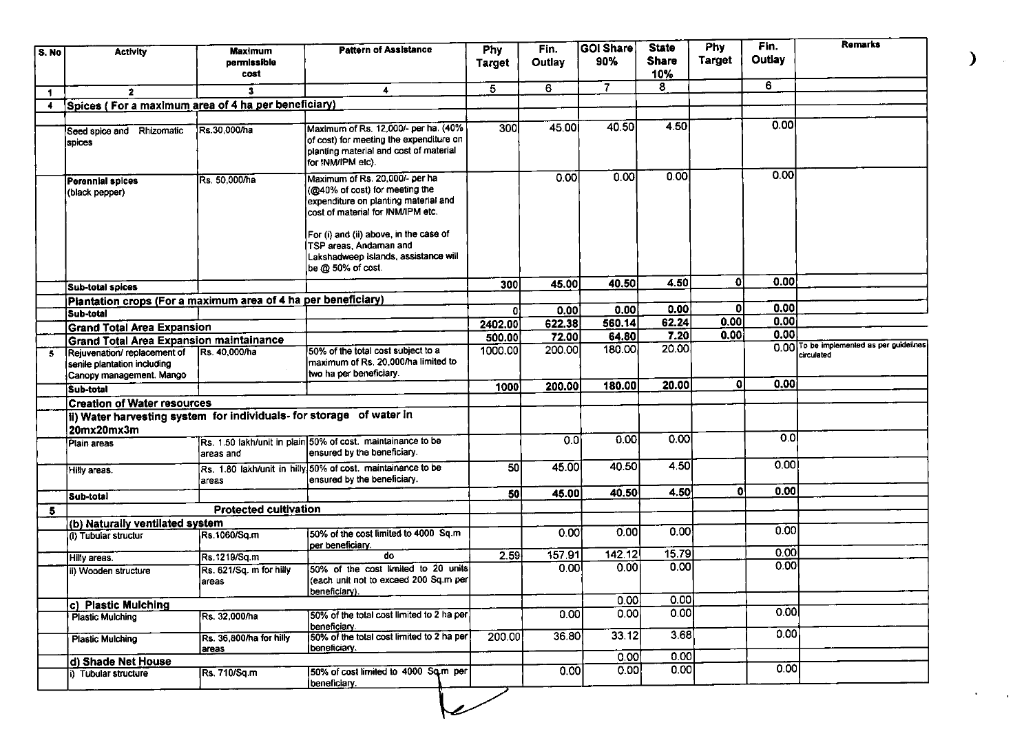| S. No | Activity | Maximum permissible cost | Pattern of Assistance | Phy Target | Fin. Outlay | GOI Share 90% | State Share 10% | Phy Target | Fin. Outlay | Remarks |
|---|---|---|---|---|---|---|---|---|---|---|
| 1 | 2 | 3 | 4 | 5 | 6 | 7 | 8 | | 6 | |
| 4 | **Spices ( For a maximum area of 4 ha per beneficiary)** | | | | | | | | | |
| | Seed spice and Rhizomatic spices | Rs.30,000/ha | Maximum of Rs. 12,000/- per ha. (40% of cost) for meeting the expenditure on planting material and cost of material for INM/IPM etc). | 300 | 45.00 | 40.50 | 4.50 | | 0.00 | |
| | **Perennial spices** (black pepper) | Rs. 50,000/ha | Maximum of Rs. 20,000/- per ha (@40% of cost) for meeting the expenditure on planting material and cost of material for INM/IPM etc. For (i) and (ii) above, in the case of TSP areas, Andaman and Lakshadweep Islands, assistance will be @ 50% of cost. | | 0.00 | 0.00 | 0.00 | | 0.00 | |
| | **Sub-total spices** | | | 300 | 45.00 | 40.50 | 4.50 | 0 | 0.00 | |
| | **Plantation crops (For a maximum area of 4 ha per beneficiary)** | | | | | | | | | |
| | **Sub-total** | | | 0 | 0.00 | 0.00 | 0.00 | 0 | 0.00 | |
| | **Grand Total Area Expansion** | | | 2402.00 | 622.38 | 560.14 | 62.24 | 0.00 | 0.00 | |
| | **Grand Total Area Expansion maintainance** | | | 500.00 | 72.00 | 64.80 | 7.20 | 0.00 | 0.00 | |
| 5 | Rejuvenation/ replacement of senile plantation including Canopy management. Mango | Rs. 40,000/ha | 50% of the total cost subject to a maximum of Rs. 20,000/ha limited to two ha per beneficiary. | 1000.00 | 200.00 | 180.00 | 20.00 | | 0.00 | To be implemented as per guidelines circulated |
| | **Sub-total** | | | 1000 | 200.00 | 180.00 | 20.00 | 0 | 0.00 | |
| | **Creation of Water resources** | | | | | | | | | |
| | **ii) Water harvesting system for individuals- for storage of water in 20mx20mx3m** | | | | | | | | | |
| | Plain areas | Rs. 1.50 lakh/unit in plain areas and | 50% of cost. maintainance to be ensured by the beneficiary. | | 0.0 | 0.00 | 0.00 | | 0.0 | |
| | Hilly areas. | Rs. 1.80 lakh/unit in hilly areas | 50% of cost. maintainance to be ensured by the beneficiary. | 50 | 45.00 | 40.50 | 4.50 | | 0.00 | |
| | **Sub-total** | | | 50 | 45.00 | 40.50 | 4.50 | 0 | 0.00 | |
| 5 | | **Protected cultivation** | | | | | | | | |
| | **(b) Naturally ventilated system** | | | | | | | | | |
| | (i) Tubular structur | Rs.1060/Sq.m | 50% of the cost limited to 4000 Sq.m per beneficiary. | | 0.00 | 0.00 | 0.00 | | 0.00 | |
| | Hilly areas. | Rs.1219/Sq.m | do | 2.59 | 157.91 | 142.12 | 15.79 | | 0.00 | |
| | ii) Wooden structure | Rs. 621/Sq. m for hilly areas | 50% of the cost limited to 20 units (each unit not to exceed 200 Sq.m per beneficiary). | | 0.00 | 0.00 | 0.00 | | 0.00 | |
| | **c) Plastic Mulching** | | | | | 0.00 | 0.00 | | | |
| | Plastic Mulching | Rs. 32,000/ha | 50% of the total cost limited to 2 ha per beneficiary. | | 0.00 | 0.00 | 0.00 | | 0.00 | |
| | Plastic Mulching | Rs. 36,800/ha for hilly areas | 50% of the total cost limited to 2 ha per beneficiary. | 200.00 | 36.80 | 33.12 | 3.68 | | 0.00 | |
| | **d) Shade Net House** | | | | | 0.00 | 0.00 | | | |
| | i) Tubular structure | Rs. 710/Sq.m | 50% of cost limited to 4000 Sq.m per beneficiary. | | 0.00 | 0.00 | 0.00 | | 0.00 | |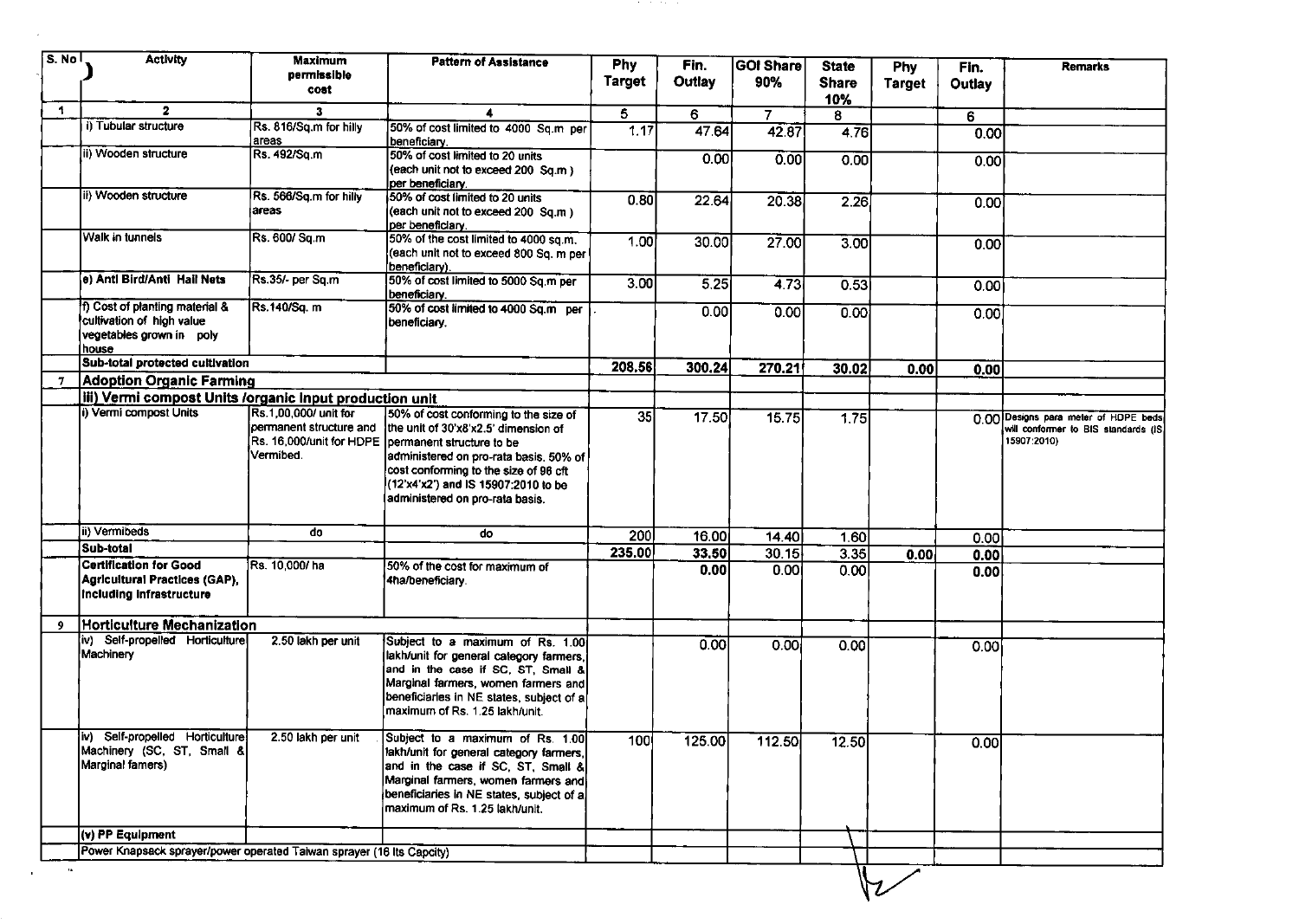| S. No | Activity | Maximum permissible cost | Pattern of Assistance | Phy Target | Fin. Outlay | GOI Share 90% | State Share 10% | Phy Target | Fin. Outlay | Remarks |
|---|---|---|---|---|---|---|---|---|---|---|
| 1 | 2 | 3 | 4 | 5 | 6 | 7 | 8 | | 6 | |
| | i) Tubular structure | Rs. 816/Sq.m for hilly areas | 50% of cost limited to 4000 Sq.m per beneficiary. | 1.17 | 47.64 | 42.87 | 4.76 | | 0.00 | |
| | ii) Wooden structure | Rs. 492/Sq.m | 50% of cost limited to 20 units (each unit not to exceed 200 Sq.m ) per beneficiary. | | 0.00 | 0.00 | 0.00 | | 0.00 | |
| | ii) Wooden structure | Rs. 566/Sq.m for hilly areas | 50% of cost limited to 20 units (each unit not to exceed 200 Sq.m ) per beneficiary. | 0.80 | 22.64 | 20.38 | 2.26 | | 0.00 | |
| | Walk in tunnels | Rs. 600/ Sq.m | 50% of the cost limited to 4000 sq.m. (each unit not to exceed 800 Sq. m per beneficiary). | 1.00 | 30.00 | 27.00 | 3.00 | | 0.00 | |
| | e) Anti Bird/Anti Hail Nets | Rs.35/- per Sq.m | 50% of cost limited to 5000 Sq.m per beneficiary. | 3.00 | 5.25 | 4.73 | 0.53 | | 0.00 | |
| | f) Cost of planting material & cultivation of high value vegetables grown in poly house | Rs.140/Sq. m | 50% of cost limited to 4000 Sq.m per beneficiary. | . | 0.00 | 0.00 | 0.00 | | 0.00 | |
| | **Sub-total protected cultivation** | | | **208.56** | **300.24** | **270.21** | **30.02** | **0.00** | **0.00** | |
| 7 | **Adoption Organic Farming** | | | | | | | | | |
| | **iii) Vermi compost Units /organic input production unit** | | | | | | | | | |
| | i) Vermi compost Units | Rs.1,00,000/ unit for permanent structure and Rs. 16,000/unit for HDPE Vermibed. | 50% of cost conforming to the size of the unit of 30'x8'x2.5' dimension of permanent structure to be administered on pro-rata basis. 50% of cost conforming to the size of 96 cft (12'x4'x2') and IS 15907:2010 to be administered on pro-rata basis. | 35 | 17.50 | 15.75 | 1.75 | | 0.00 | Designs para meter of HDPE beds will conformer to BIS standards (IS 15907:2010) |
| | ii) Vermibeds | do | do | 200 | 16.00 | 14.40 | 1.60 | | 0.00 | |
| | **Sub-total** | | | **235.00** | **33.50** | 30.15 | 3.35 | **0.00** | **0.00** | |
| | **Certification for Good Agricultural Practices (GAP), Including Infrastructure** | Rs. 10,000/ ha | 50% of the cost for maximum of 4ha/beneficiary. | | **0.00** | 0.00 | 0.00 | | **0.00** | |
| 9 | **Horticulture Mechanization** | | | | | | | | | |
| | iv) Self-propelled Horticulture Machinery | 2.50 lakh per unit | Subject to a maximum of Rs. 1.00 lakh/unit for general category farmers, and in the case if SC, ST, Small & Marginal farmers, women farmers and beneficiaries in NE states, subject of a maximum of Rs. 1.25 lakh/unit. | | 0.00 | 0.00 | 0.00 | | 0.00 | |
| | iv) Self-propelled Horticulture Machinery (SC, ST, Small & Marginal famers) | 2.50 lakh per unit | Subject to a maximum of Rs. 1.00 lakh/unit for general category farmers, and in the case if SC, ST, Small & Marginal farmers, women farmers and beneficiaries in NE states, subject of a maximum of Rs. 1.25 lakh/unit. | 100 | 125.00 | 112.50 | 12.50 | | 0.00 | |
| | **(v) PP Equipment** | | | | | | | | | |
| | Power Knapsack sprayer/power operated Taiwan sprayer (16 lts Capcity) | | | | | | | | | |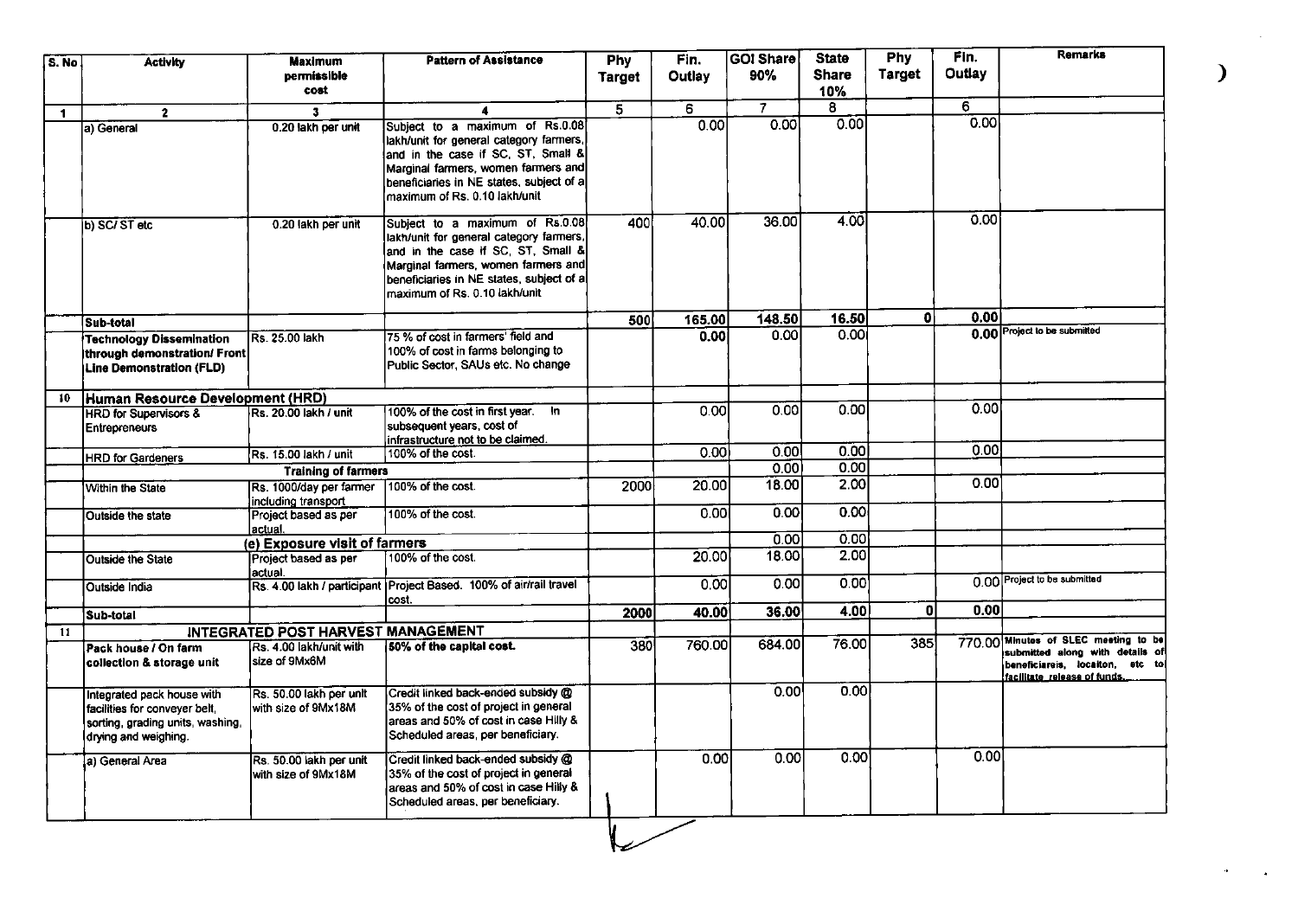| S. No | Activity | Maximum permissible cost | Pattern of Assistance | Phy Target | Fin. Outlay | GOI Share 90% | State Share 10% | Phy Target | Fin. Outlay | Remarks |
|---|---|---|---|---|---|---|---|---|---|---|
| 1 | 2 | 3 | 4 | 5 | 6 | 7 | 8 | | 6 | |
| | a) General | 0.20 lakh per unit | Subject to a maximum of Rs.0.08 lakh/unit for general category farmers, and in the case if SC, ST, Small & Marginal farmers, women farmers and beneficiaries in NE states, subject of a maximum of Rs. 0.10 lakh/unit | | 0.00 | 0.00 | 0.00 | | 0.00 | |
| | b) SC/ ST etc | 0.20 lakh per unit | Subject to a maximum of Rs.0.08 lakh/unit for general category farmers, and in the case if SC, ST, Small & Marginal farmers, women farmers and beneficiaries in NE states, subject of a maximum of Rs. 0.10 lakh/unit | 400 | 40.00 | 36.00 | 4.00 | | 0.00 | |
| | **Sub-total** | | | **500** | **165.00** | **148.50** | **16.50** | **0** | **0.00** | |
| | **Technology Dissemination through demonstration/ Front Line Demonstration (FLD)** | Rs. 25.00 lakh | 75 % of cost in farmers' field and 100% of cost in farms belonging to Public Sector, SAUs etc. No change | | **0.00** | 0.00 | 0.00 | | **0.00** | Project to be submitted |
| 10 | **Human Resource Development (HRD)** | | | | | | | | | |
| | HRD for Supervisors & Entrepreneurs | Rs. 20.00 lakh / unit | 100% of the cost in first year. In subsequent years, cost of infrastructure not to be claimed. | | 0.00 | 0.00 | 0.00 | | 0.00 | |
| | HRD for Gardeners | Rs. 15.00 lakh / unit | 100% of the cost. | | 0.00 | 0.00 | 0.00 | | 0.00 | |
| | | **Training of farmers** | | | | 0.00 | 0.00 | | | |
| | Within the State | Rs. 1000/day per farmer including transport | 100% of the cost. | 2000 | 20.00 | 18.00 | 2.00 | | 0.00 | |
| | Outside the state | Project based as per actual. | 100% of the cost. | | 0.00 | 0.00 | 0.00 | | | |
| | | **(e) Exposure visit of farmers** | | | | 0.00 | 0.00 | | | |
| | Outside the State | Project based as per actual. | 100% of the cost. | | 20.00 | 18.00 | 2.00 | | | |
| | Outside India | Rs. 4.00 lakh / participant | Project Based. 100% of air/rail travel cost. | | 0.00 | 0.00 | 0.00 | | 0.00 | Project to be submitted |
| | **Sub-total** | | | **2000** | **40.00** | **36.00** | **4.00** | **0** | **0.00** | |
| 11 | | **INTEGRATED POST HARVEST MANAGEMENT** | | | | | | | | |
| | **Pack house / On farm collection & storage unit** | Rs. 4.00 lakh/unit with size of 9Mx6M | **50% of the capital cost.** | 380 | 760.00 | 684.00 | 76.00 | 385 | 770.00 | **Minutes of SLEC meeting to be submitted along with details of beneficiareis, locaiton, etc to facilitate release of funds.** |
| | Integrated pack house with facilities for conveyer belt, sorting, grading units, washing, drying and weighing. | Rs. 50.00 lakh per unit with size of 9Mx18M | Credit linked back-ended subsidy @ 35% of the cost of project in general areas and 50% of cost in case Hilly & Scheduled areas, per beneficiary. | | | 0.00 | 0.00 | | | |
| | a) General Area | Rs. 50.00 lakh per unit with size of 9Mx18M | Credit linked back-ended subsidy @ 35% of the cost of project in general areas and 50% of cost in case Hilly & Scheduled areas, per beneficiary. | | 0.00 | 0.00 | 0.00 | | 0.00 | |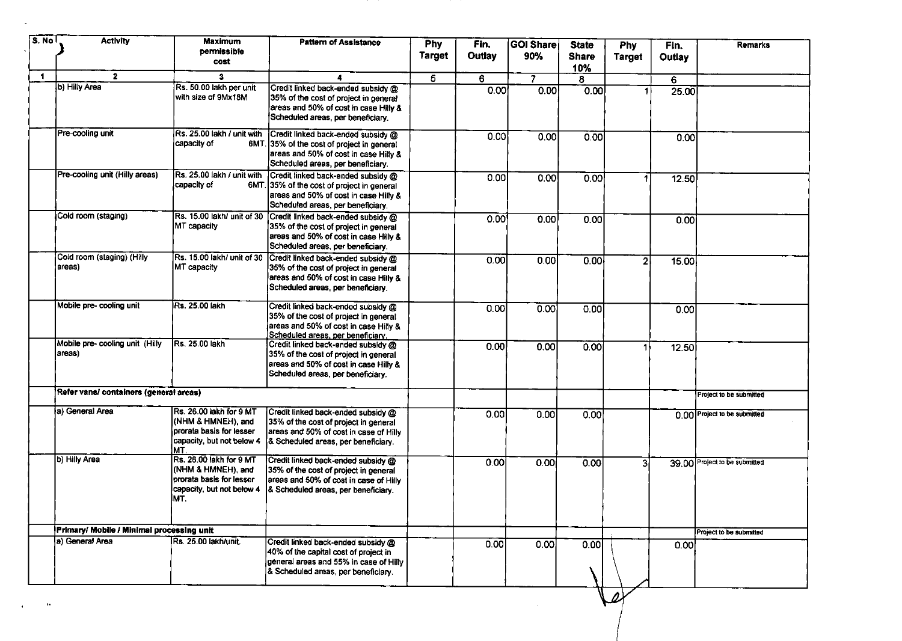| S. No | Activity | Maximum permissible cost | Pattern of Assistance | Phy Target | Fin. Outlay | GOI Share 90% | State Share 10% | Phy Target | Fin. Outlay | Remarks |
|---|---|---|---|---|---|---|---|---|---|---|
| 1 | 2 | 3 | 4 | 5 | 6 | 7 | 8 | | 6 | |
| | b) Hilly Area | Rs. 50.00 lakh per unit with size of 9Mx18M | Credit linked back-ended subsidy @ 35% of the cost of project in general areas and 50% of cost in case Hilly & Scheduled areas, per beneficiary. | | 0.00 | 0.00 | 0.00 | 1 | 25.00 | |
| | Pre-cooling unit | Rs. 25.00 lakh / unit with capacity of 6MT. | Credit linked back-ended subsidy @ 35% of the cost of project in general areas and 50% of cost in case Hilly & Scheduled areas, per beneficiary. | | 0.00 | 0.00 | 0.00 | | 0.00 | |
| | Pre-cooling unit (Hilly areas) | Rs. 25.00 lakh / unit with capacity of 6MT. | Credit linked back-ended subsidy @ 35% of the cost of project in general areas and 50% of cost in case Hilly & Scheduled areas, per beneficiary. | | 0.00 | 0.00 | 0.00 | 1 | 12.50 | |
| | Cold room (staging) | Rs. 15.00 lakh/ unit of 30 MT capacity | Credit linked back-ended subsidy @ 35% of the cost of project in general areas and 50% of cost in case Hilly & Scheduled areas, per beneficiary. | | 0.00 | 0.00 | 0.00 | | 0.00 | |
| | Cold room (staging) (Hilly areas) | Rs. 15.00 lakh/ unit of 30 MT capacity | Credit linked back-ended subsidy @ 35% of the cost of project in general areas and 50% of cost in case Hilly & Scheduled areas, per beneficiary. | | 0.00 | 0.00 | 0.00 | 2 | 15.00 | |
| | Mobile pre- cooling unit | Rs. 25.00 lakh | Credit linked back-ended subsidy @ 35% of the cost of project in general areas and 50% of cost in case Hilly & Scheduled areas, per beneficiary. | | 0.00 | 0.00 | 0.00 | | 0.00 | |
| | Mobile pre- cooling unit (Hilly areas) | Rs. 25.00 lakh | Credit linked back-ended subsidy @ 35% of the cost of project in general areas and 50% of cost in case Hilly & Scheduled areas, per beneficiary. | | 0.00 | 0.00 | 0.00 | 1 | 12.50 | |
| | **Refer vans/ containers (general areas)** | | | | | | | | | Project to be submitted |
| | a) General Area | Rs. 26.00 lakh for 9 MT (NHM & HMNEH), and prorata basis for lesser capacity, but not below 4 MT. | Credit linked back-ended subsidy @ 35% of the cost of project in general areas and 50% of cost in case of Hilly & Scheduled areas, per beneficiary. | | 0.00 | 0.00 | 0.00 | | 0.00 | Project to be submitted |
| | b) Hilly Area | Rs. 26.00 lakh for 9 MT (NHM & HMNEH), and prorata basis for lesser capacity, but not below 4 MT. | Credit linked back-ended subsidy @ 35% of the cost of project in general areas and 50% of cost in case of Hilly & Scheduled areas, per beneficiary. | | 0.00 | 0.00 | 0.00 | 3 | 39.00 | Project to be submitted |
| | **Primary/ Mobile / Minimal processing unit** | | | | | | | | | Project to be submitted |
| | a) General Area | Rs. 25.00 lakh/unit. | Credit linked back-ended subsidy @ 40% of the capital cost of project in general areas and 55% in case of Hilly & Scheduled areas, per beneficiary. | | 0.00 | 0.00 | 0.00 | | 0.00 | |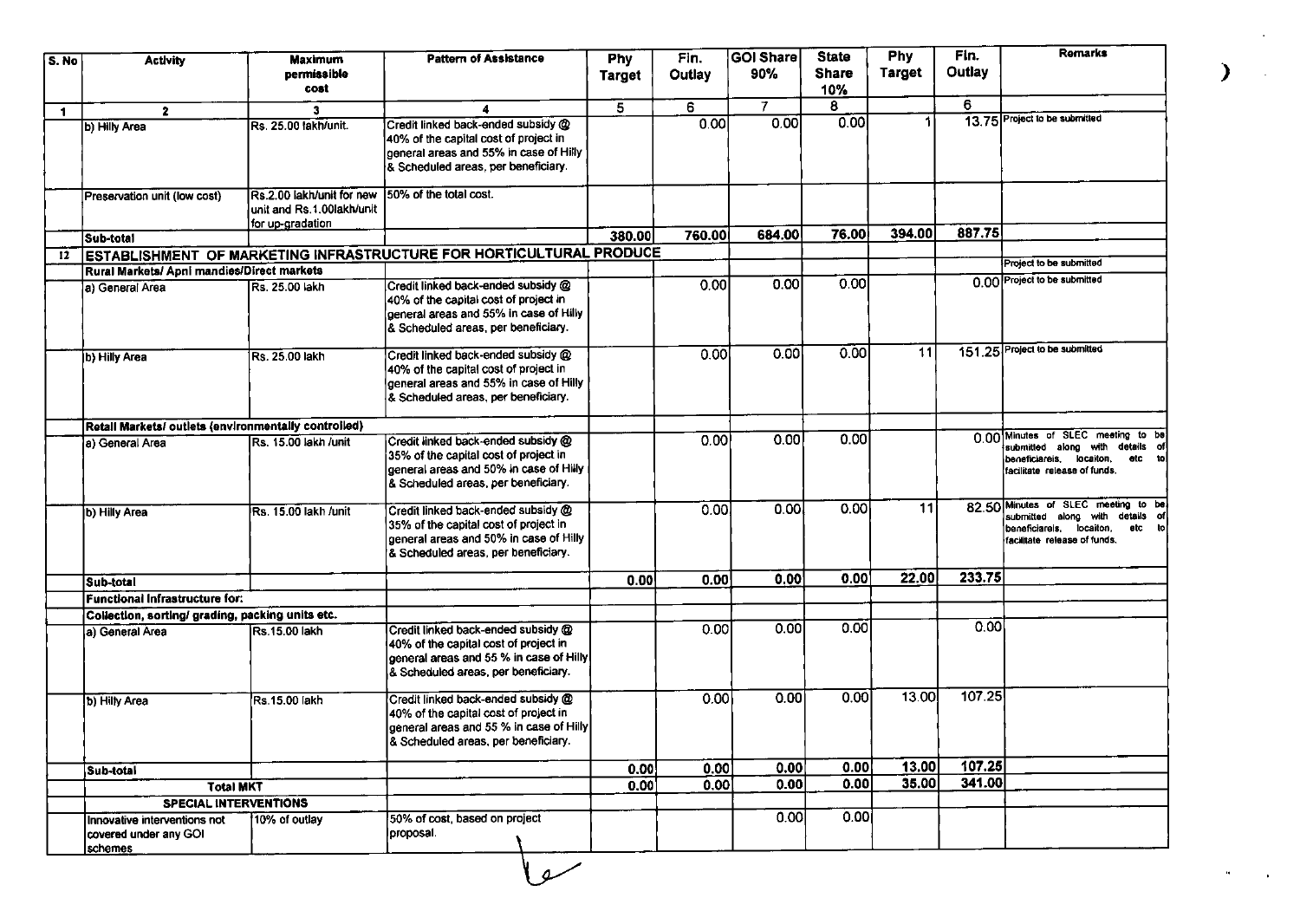| S. No | Activity | Maximum permissible cost | Pattern of Assistance | Phy Target | Fin. Outlay | GOI Share 90% | State Share 10% | Phy Target | Fin. Outlay | Remarks |
|---|---|---|---|---|---|---|---|---|---|---|
| 1 | 2 | 3 | 4 | 5 | 6 | 7 | 8 | | 6 | |
| | b) Hilly Area | Rs. 25.00 lakh/unit. | Credit linked back-ended subsidy @ 40% of the capital cost of project in general areas and 55% in case of Hilly & Scheduled areas, per beneficiary. | | 0.00 | 0.00 | 0.00 | 1 | 13.75 | Project to be submitted |
| | Preservation unit (low cost) | Rs.2.00 lakh/unit for new unit and Rs.1.00lakh/unit for up-gradation | 50% of the total cost. | | | | | | | |
| | Sub-total | | | 380.00 | 760.00 | 684.00 | 76.00 | 394.00 | 887.75 | |
| 12 | ESTABLISHMENT OF MARKETING INFRASTRUCTURE FOR HORTICULTURAL PRODUCE | | | | | | | | | |
| | Rural Markets/ Apni mandies/Direct markets | | | | | | | | | Project to be submitted |
| | a) General Area | Rs. 25.00 lakh | Credit linked back-ended subsidy @ 40% of the capital cost of project in general areas and 55% in case of Hilly & Scheduled areas, per beneficiary. | | 0.00 | 0.00 | 0.00 | | 0.00 | Project to be submitted |
| | b) Hilly Area | Rs. 25.00 lakh | Credit linked back-ended subsidy @ 40% of the capital cost of project in general areas and 55% in case of Hilly & Scheduled areas, per beneficiary. | | 0.00 | 0.00 | 0.00 | 11 | 151.25 | Project to be submitted |
| | Retail Markets/ outlets (environmentally controlled) | | | | | | | | | |
| | a) General Area | Rs. 15.00 lakh /unit | Credit linked back-ended subsidy @ 35% of the capital cost of project in general areas and 50% in case of Hilly & Scheduled areas, per beneficiary. | | 0.00 | 0.00 | 0.00 | | 0.00 | Minutes of SLEC meeting to be submitted along with details of beneficiareis, locaiton, etc to facilitate release of funds. |
| | b) Hilly Area | Rs. 15.00 lakh /unit | Credit linked back-ended subsidy @ 35% of the capital cost of project in general areas and 50% in case of Hilly & Scheduled areas, per beneficiary. | | 0.00 | 0.00 | 0.00 | 11 | 82.50 | Minutes of SLEC meeting to be submitted along with details of beneficiareis, locaiton, etc to facilitate release of funds. |
| | Sub-total | | | 0.00 | 0.00 | 0.00 | 0.00 | 22.00 | 233.75 | |
| | Functional Infrastructure for: | | | | | | | | | |
| | Collection, sorting/ grading, packing units etc. | | | | | | | | | |
| | a) General Area | Rs.15.00 lakh | Credit linked back-ended subsidy @ 40% of the capital cost of project in general areas and 55 % in case of Hilly & Scheduled areas, per beneficiary. | | 0.00 | 0.00 | 0.00 | | 0.00 | |
| | b) Hilly Area | Rs.15.00 lakh | Credit linked back-ended subsidy @ 40% of the capital cost of project in general areas and 55 % in case of Hilly & Scheduled areas, per beneficiary. | | 0.00 | 0.00 | 0.00 | 13.00 | 107.25 | |
| | Sub-total | | | 0.00 | 0.00 | 0.00 | 0.00 | 13.00 | 107.25 | |
| | Total MKT | | | 0.00 | 0.00 | 0.00 | 0.00 | 35.00 | 341.00 | |
| | SPECIAL INTERVENTIONS | | | | | | | | | |
| | Innovative interventions not covered under any GOI schemes | 10% of outlay | 50% of cost, based on project proposal. | | | 0.00 | 0.00 | | | |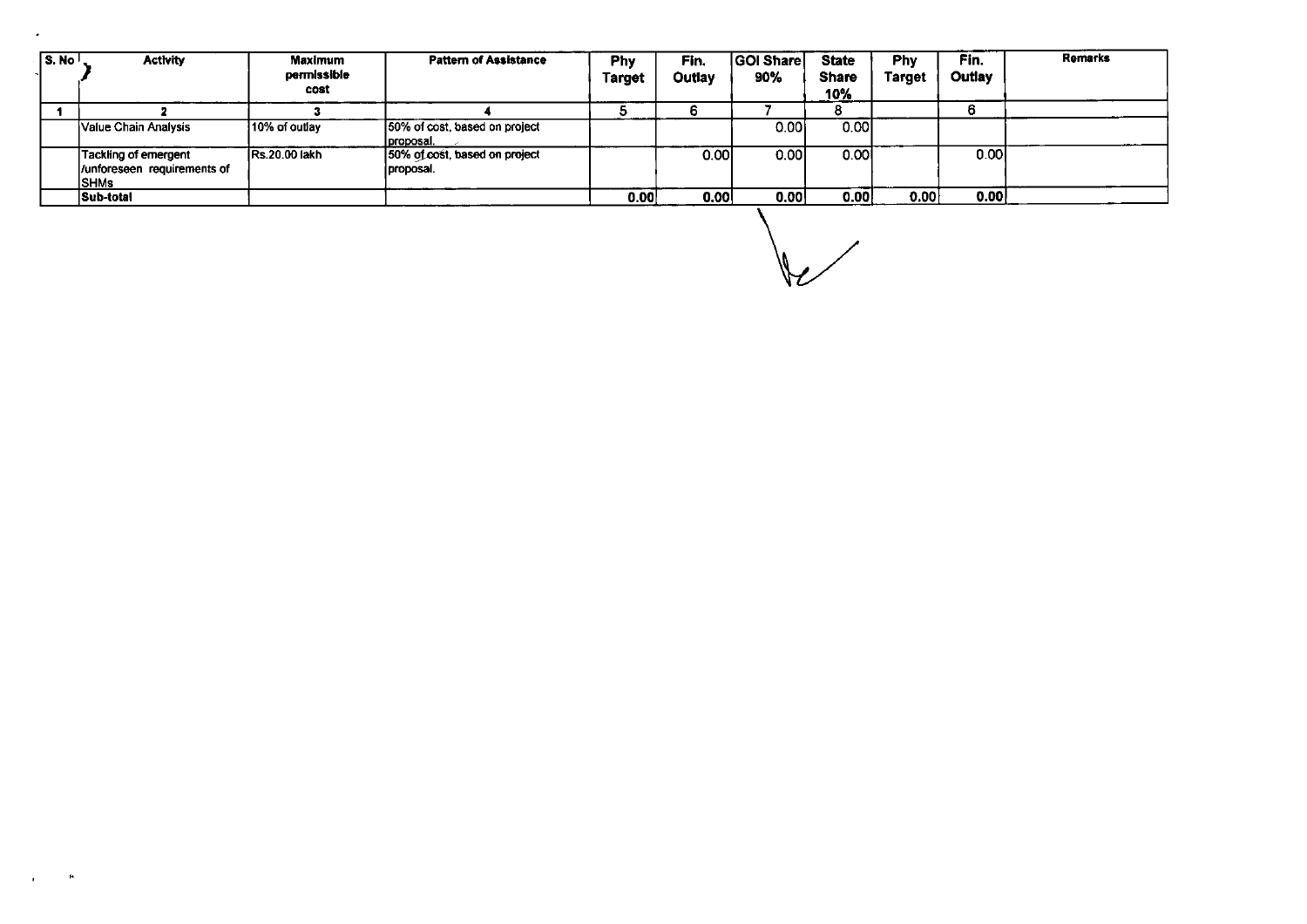| S. No | Activity | Maximum permissible cost | Pattern of Assistance | Phy Target | Fin. Outlay | GOI Share 90% | State Share 10% | Phy Target | Fin. Outlay | Remarks |
|---|---|---|---|---|---|---|---|---|---|---|
| 1 | 2 | 3 | 4 | 5 | 6 | 7 | 8 | | 6 | |
| | Value Chain Analysis | 10% of outlay | 50% of cost, based on project proposal. | | | 0.00 | 0.00 | | | |
| | Tackling of emergent /unforeseen requirements of SHMs | Rs.20.00 lakh | 50% of cost, based on project proposal. | | 0.00 | 0.00 | 0.00 | | 0.00 | |
| | Sub-total | | | 0.00 | 0.00 | 0.00 | 0.00 | 0.00 | 0.00 | |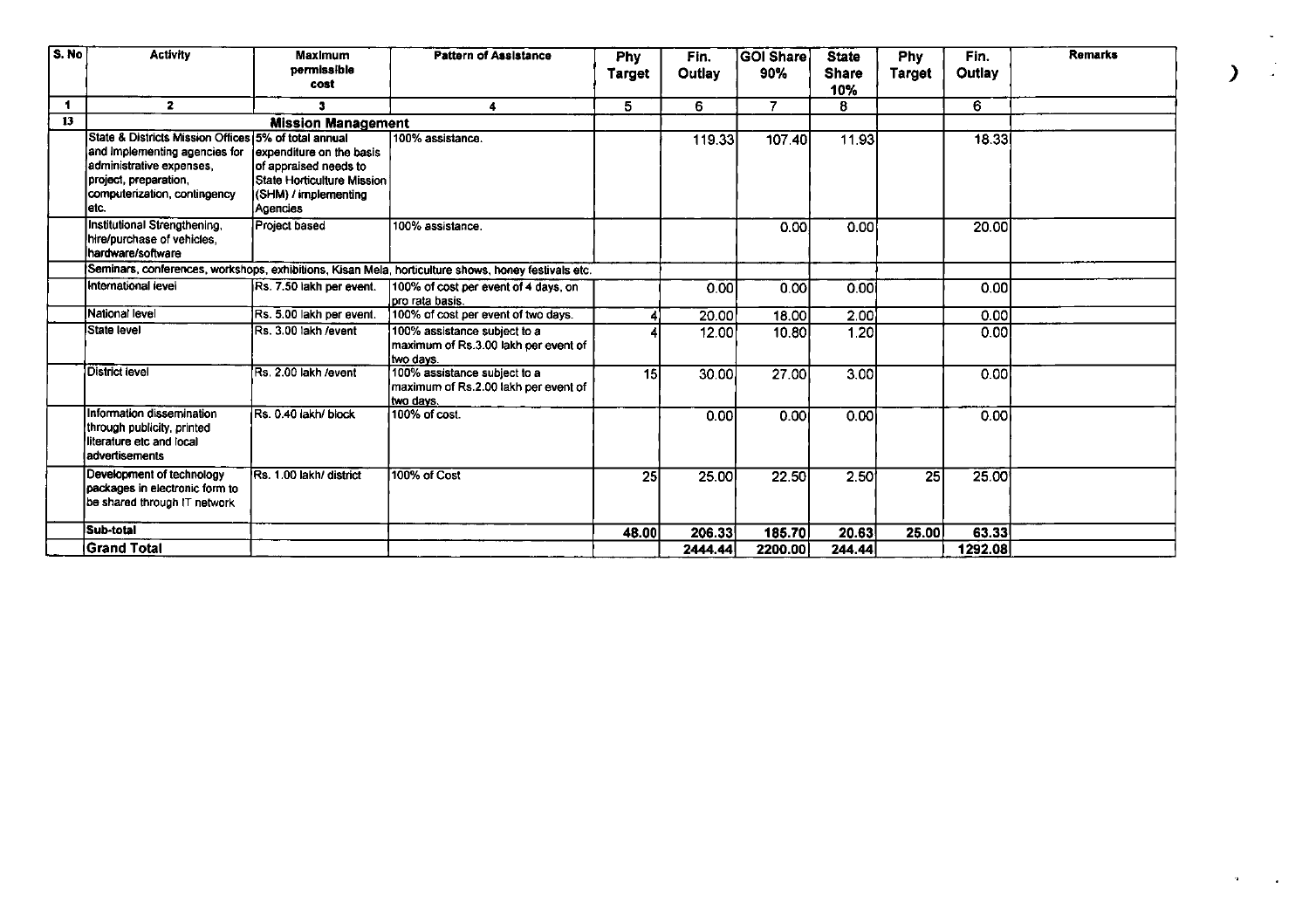| S. No | Activity | Maximum permissible cost | Pattern of Assistance | Phy Target | Fin. Outlay | GOI Share 90% | State Share 10% | Phy Target | Fin. Outlay | Remarks |
|---|---|---|---|---|---|---|---|---|---|---|
| 1 | 2 | 3 | 4 | 5 | 6 | 7 | 8 | | 6 | |
| 13 | **Mission Management** | | | | | | | | | |
| | State & Districts Mission Offices and implementing agencies for administrative expenses, project, preparation, computerization, contingency etc. | 5% of total annual expenditure on the basis of appraised needs to State Horticulture Mission (SHM) / implementing Agencies | 100% assistance. | | 119.33 | 107.40 | 11.93 | | 18.33 | |
| | Institutional Strengthening, hire/purchase of vehicles, hardware/software | Project based | 100% assistance. | | | 0.00 | 0.00 | | 20.00 | |
| | Seminars, conferences, workshops, exhibitions, Kisan Mela, horticulture shows, honey festivals etc. | | | | | | | | | |
| | International level | Rs. 7.50 lakh per event. | 100% of cost per event of 4 days, on pro rata basis. | | 0.00 | 0.00 | 0.00 | | 0.00 | |
| | National level | Rs. 5.00 lakh per event. | 100% of cost per event of two days. | 4 | 20.00 | 18.00 | 2.00 | | 0.00 | |
| | State level | Rs. 3.00 lakh /event | 100% assistance subject to a maximum of Rs.3.00 lakh per event of two days. | 4 | 12.00 | 10.80 | 1.20 | | 0.00 | |
| | District level | Rs. 2.00 lakh /event | 100% assistance subject to a maximum of Rs.2.00 lakh per event of two days. | 15 | 30.00 | 27.00 | 3.00 | | 0.00 | |
| | Information dissemination through publicity, printed literature etc and local advertisements | Rs. 0.40 lakh/ block | 100% of cost. | | 0.00 | 0.00 | 0.00 | | 0.00 | |
| | Development of technology packages in electronic form to be shared through IT network | Rs. 1.00 lakh/ district | 100% of Cost | 25 | 25.00 | 22.50 | 2.50 | 25 | 25.00 | |
| | **Sub-total** | | | **48.00** | **206.33** | **185.70** | **20.63** | **25.00** | **63.33** | |
| | **Grand Total** | | | | **2444.44** | **2200.00** | **244.44** | | **1292.08** | |